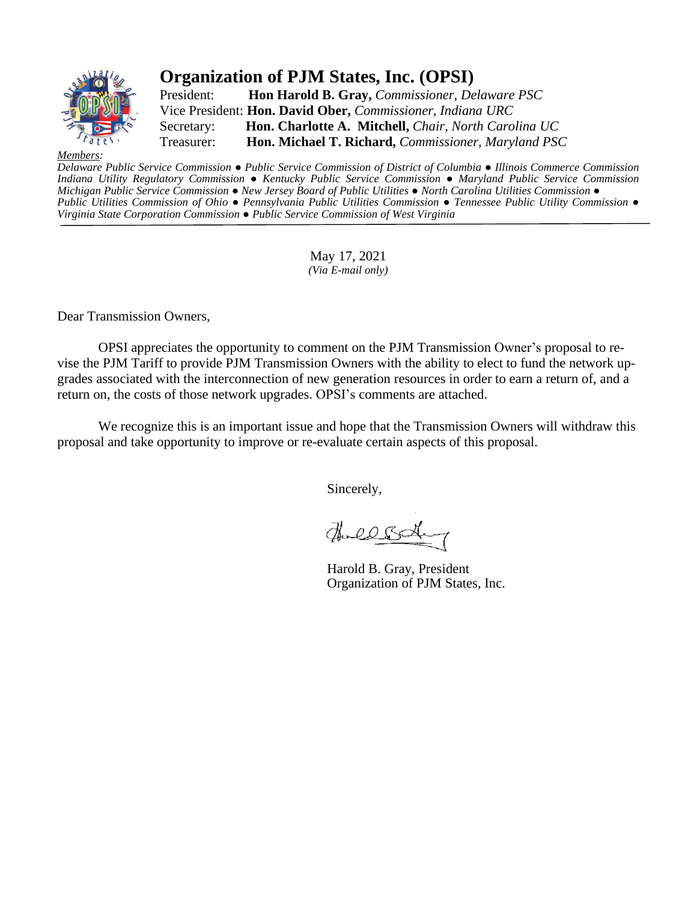# Organization of PJM States, Inc. (OPSI)

President: **Hon Harold B. Gray,** *Commissioner, Delaware PSC*
Vice President: **Hon. David Ober,** *Commissioner, Indiana URC*
Secretary: **Hon. Charlotte A. Mitchell,** *Chair, North Carolina UC*
Treasurer: **Hon. Michael T. Richard,** *Commissioner, Maryland PSC*

*Members:*
*Delaware Public Service Commission ● Public Service Commission of District of Columbia ● Illinois Commerce Commission Indiana Utility Regulatory Commission ● Kentucky Public Service Commission ● Maryland Public Service Commission Michigan Public Service Commission ● New Jersey Board of Public Utilities ● North Carolina Utilities Commission ● Public Utilities Commission of Ohio ● Pennsylvania Public Utilities Commission ● Tennessee Public Utility Commission ● Virginia State Corporation Commission ● Public Service Commission of West Virginia*

---

May 17, 2021
*(Via E-mail only)*

Dear Transmission Owners,

OPSI appreciates the opportunity to comment on the PJM Transmission Owner's proposal to revise the PJM Tariff to provide PJM Transmission Owners with the ability to elect to fund the network upgrades associated with the interconnection of new generation resources in order to earn a return of, and a return on, the costs of those network upgrades. OPSI's comments are attached.

We recognize this is an important issue and hope that the Transmission Owners will withdraw this proposal and take opportunity to improve or re-evaluate certain aspects of this proposal.

Sincerely,

Harold B. Gray, President
Organization of PJM States, Inc.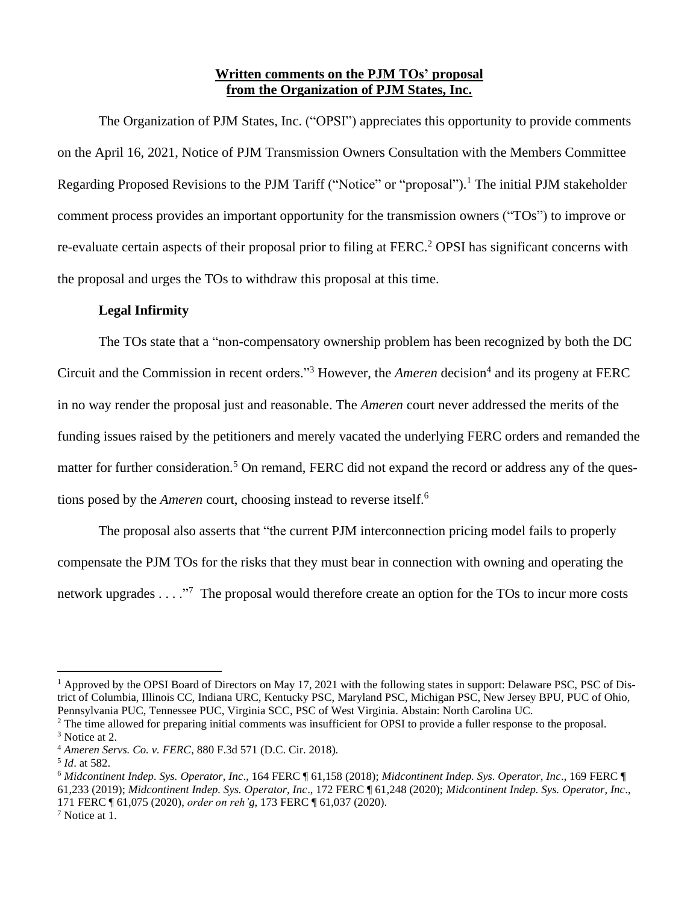**Written comments on the PJM TOs' proposal from the Organization of PJM States, Inc.**

The Organization of PJM States, Inc. ("OPSI") appreciates this opportunity to provide comments on the April 16, 2021, Notice of PJM Transmission Owners Consultation with the Members Committee Regarding Proposed Revisions to the PJM Tariff ("Notice" or "proposal").[1] The initial PJM stakeholder comment process provides an important opportunity for the transmission owners ("TOs") to improve or re-evaluate certain aspects of their proposal prior to filing at FERC.[2] OPSI has significant concerns with the proposal and urges the TOs to withdraw this proposal at this time.

**Legal Infirmity**

The TOs state that a "non-compensatory ownership problem has been recognized by both the DC Circuit and the Commission in recent orders."[3] However, the *Ameren* decision[4] and its progeny at FERC in no way render the proposal just and reasonable. The *Ameren* court never addressed the merits of the funding issues raised by the petitioners and merely vacated the underlying FERC orders and remanded the matter for further consideration.[5] On remand, FERC did not expand the record or address any of the questions posed by the *Ameren* court, choosing instead to reverse itself.[6]

The proposal also asserts that "the current PJM interconnection pricing model fails to properly compensate the PJM TOs for the risks that they must bear in connection with owning and operating the network upgrades . . . ."[7] The proposal would therefore create an option for the TOs to incur more costs

---

[1] Approved by the OPSI Board of Directors on May 17, 2021 with the following states in support: Delaware PSC, PSC of District of Columbia, Illinois CC, Indiana URC, Kentucky PSC, Maryland PSC, Michigan PSC, New Jersey BPU, PUC of Ohio, Pennsylvania PUC, Tennessee PUC, Virginia SCC, PSC of West Virginia. Abstain: North Carolina UC.

[2] The time allowed for preparing initial comments was insufficient for OPSI to provide a fuller response to the proposal.

[3] Notice at 2.

[4] *Ameren Servs. Co. v. FERC*, 880 F.3d 571 (D.C. Cir. 2018).

[5] *Id*. at 582.

[6] *Midcontinent Indep. Sys. Operator, Inc*., 164 FERC ¶ 61,158 (2018); *Midcontinent Indep. Sys. Operator, Inc*., 169 FERC ¶ 61,233 (2019); *Midcontinent Indep. Sys. Operator, Inc*., 172 FERC ¶ 61,248 (2020); *Midcontinent Indep. Sys. Operator, Inc*., 171 FERC ¶ 61,075 (2020), *order on reh'g*, 173 FERC ¶ 61,037 (2020).

[7] Notice at 1.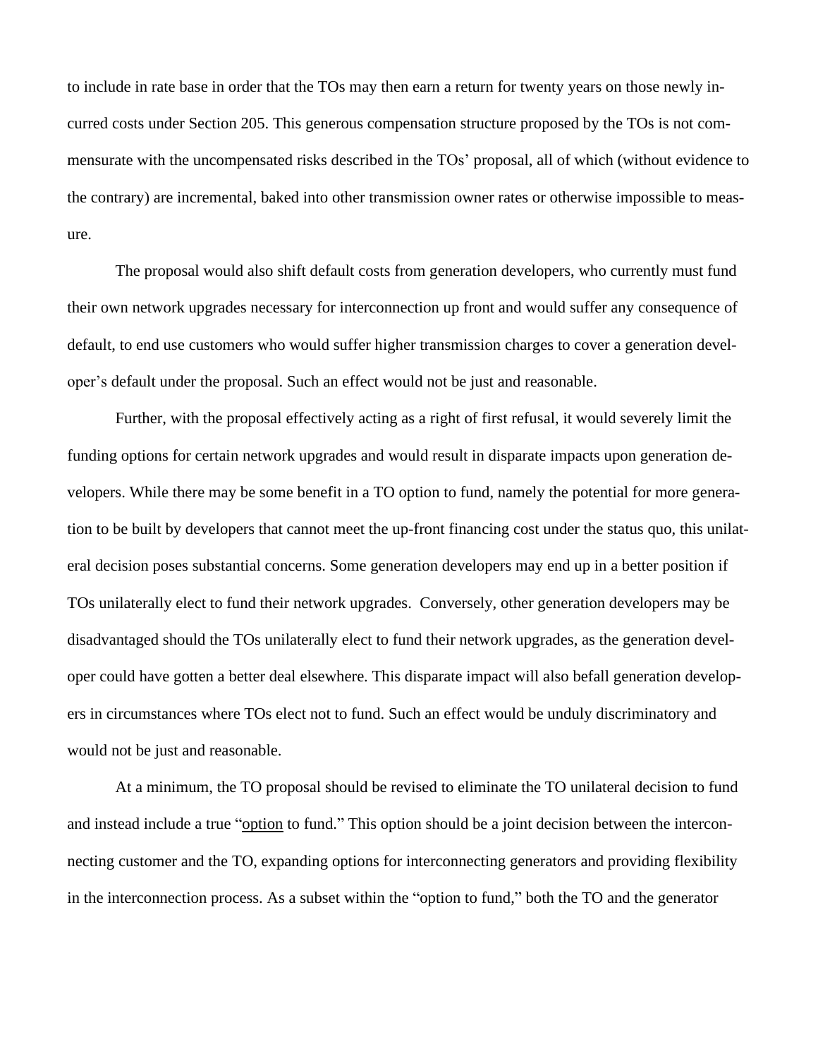to include in rate base in order that the TOs may then earn a return for twenty years on those newly incurred costs under Section 205. This generous compensation structure proposed by the TOs is not commensurate with the uncompensated risks described in the TOs' proposal, all of which (without evidence to the contrary) are incremental, baked into other transmission owner rates or otherwise impossible to measure.

The proposal would also shift default costs from generation developers, who currently must fund their own network upgrades necessary for interconnection up front and would suffer any consequence of default, to end use customers who would suffer higher transmission charges to cover a generation developer's default under the proposal. Such an effect would not be just and reasonable.

Further, with the proposal effectively acting as a right of first refusal, it would severely limit the funding options for certain network upgrades and would result in disparate impacts upon generation developers. While there may be some benefit in a TO option to fund, namely the potential for more generation to be built by developers that cannot meet the up-front financing cost under the status quo, this unilateral decision poses substantial concerns. Some generation developers may end up in a better position if TOs unilaterally elect to fund their network upgrades. Conversely, other generation developers may be disadvantaged should the TOs unilaterally elect to fund their network upgrades, as the generation developer could have gotten a better deal elsewhere. This disparate impact will also befall generation developers in circumstances where TOs elect not to fund. Such an effect would be unduly discriminatory and would not be just and reasonable.

At a minimum, the TO proposal should be revised to eliminate the TO unilateral decision to fund and instead include a true "option to fund." This option should be a joint decision between the interconnecting customer and the TO, expanding options for interconnecting generators and providing flexibility in the interconnection process. As a subset within the "option to fund," both the TO and the generator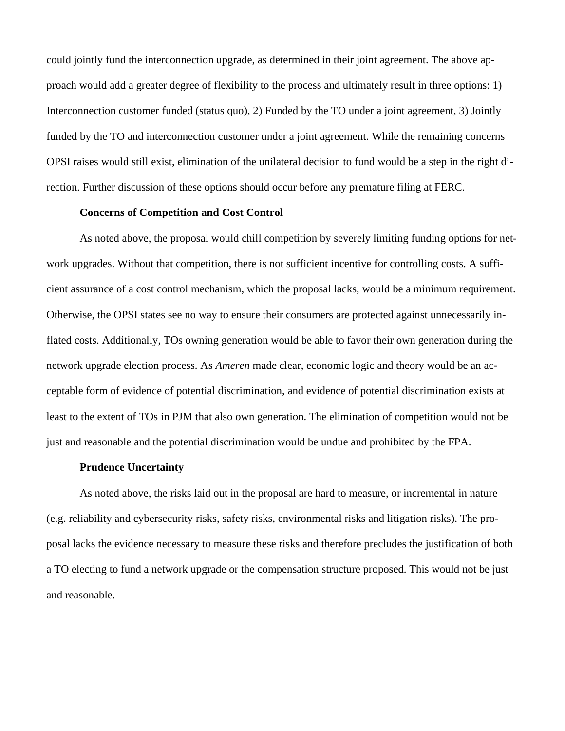could jointly fund the interconnection upgrade, as determined in their joint agreement. The above approach would add a greater degree of flexibility to the process and ultimately result in three options: 1) Interconnection customer funded (status quo), 2) Funded by the TO under a joint agreement, 3) Jointly funded by the TO and interconnection customer under a joint agreement. While the remaining concerns OPSI raises would still exist, elimination of the unilateral decision to fund would be a step in the right direction. Further discussion of these options should occur before any premature filing at FERC.

**Concerns of Competition and Cost Control**

As noted above, the proposal would chill competition by severely limiting funding options for network upgrades. Without that competition, there is not sufficient incentive for controlling costs. A sufficient assurance of a cost control mechanism, which the proposal lacks, would be a minimum requirement. Otherwise, the OPSI states see no way to ensure their consumers are protected against unnecessarily inflated costs. Additionally, TOs owning generation would be able to favor their own generation during the network upgrade election process. As *Ameren* made clear, economic logic and theory would be an acceptable form of evidence of potential discrimination, and evidence of potential discrimination exists at least to the extent of TOs in PJM that also own generation. The elimination of competition would not be just and reasonable and the potential discrimination would be undue and prohibited by the FPA.

**Prudence Uncertainty**

As noted above, the risks laid out in the proposal are hard to measure, or incremental in nature (e.g. reliability and cybersecurity risks, safety risks, environmental risks and litigation risks). The proposal lacks the evidence necessary to measure these risks and therefore precludes the justification of both a TO electing to fund a network upgrade or the compensation structure proposed. This would not be just and reasonable.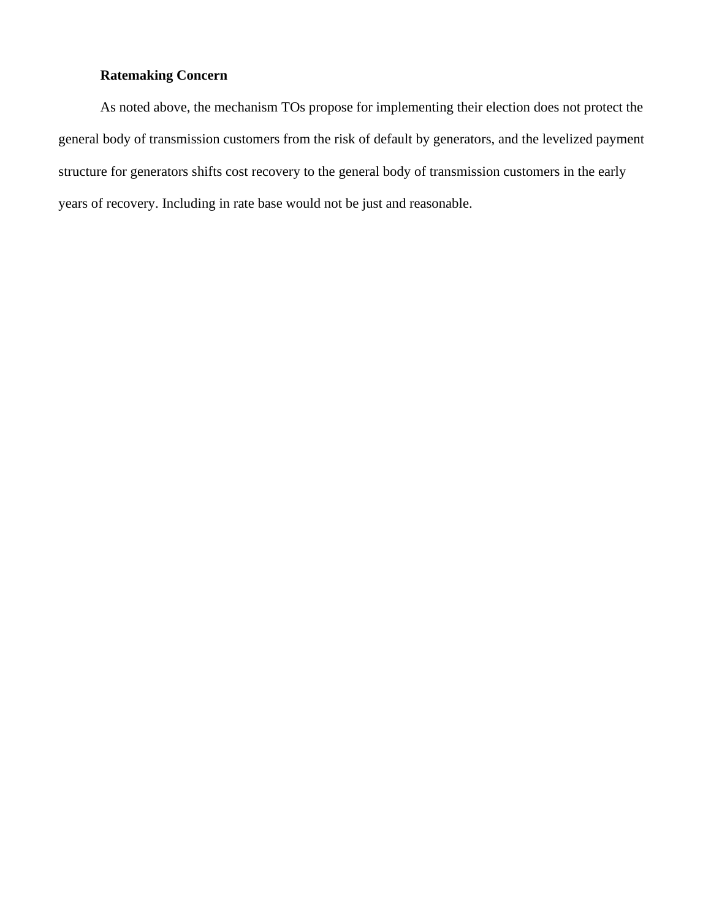**Ratemaking Concern**

As noted above, the mechanism TOs propose for implementing their election does not protect the general body of transmission customers from the risk of default by generators, and the levelized payment structure for generators shifts cost recovery to the general body of transmission customers in the early years of recovery. Including in rate base would not be just and reasonable.